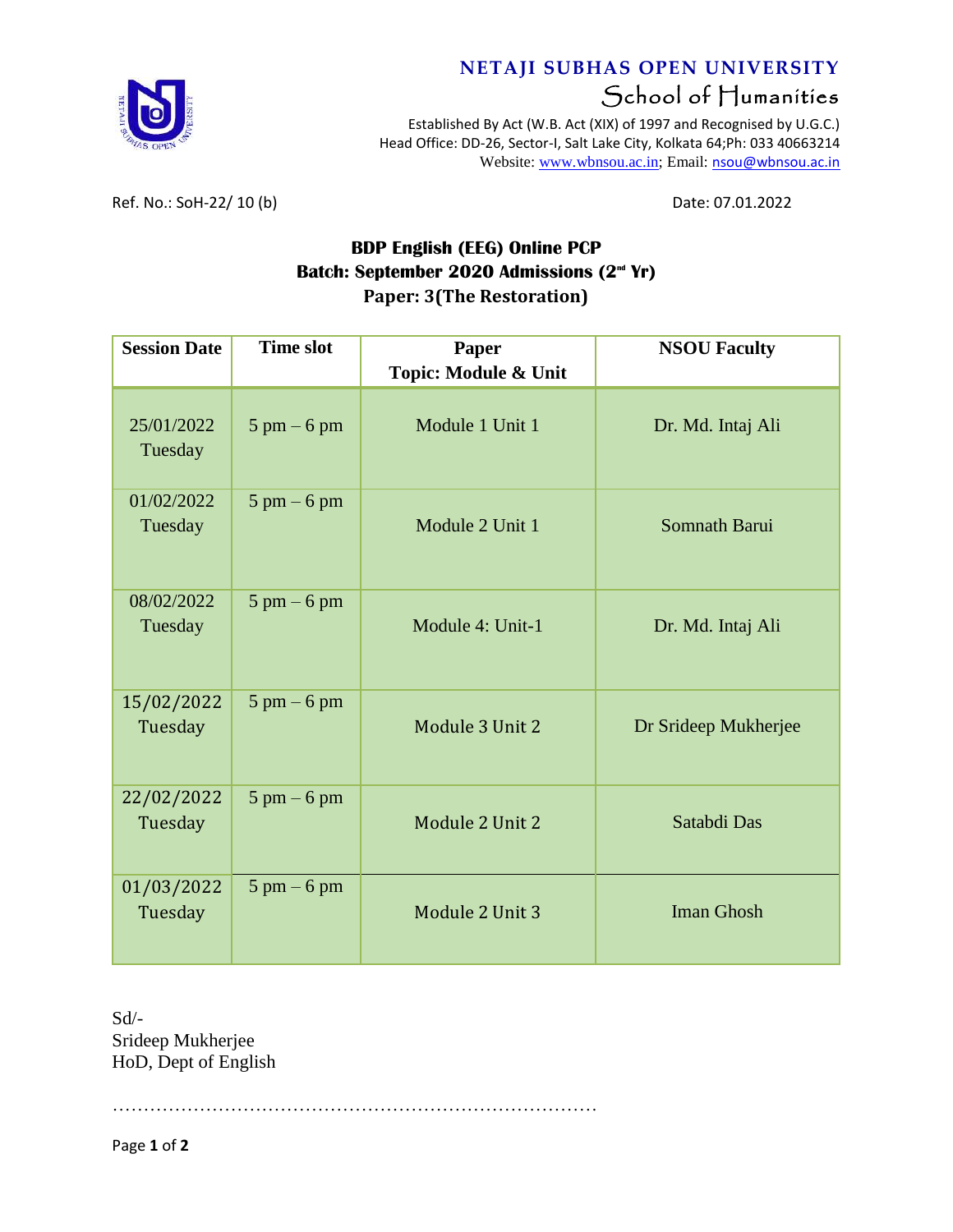**NETAJI SUBHAS OPEN UNIVERSITY**

School of Humanities

Established By Act (W.B. Act (XIX) of 1997 and Recognised by U.G.C.)
Head Office: DD-26, Sector-I, Salt Lake City, Kolkata 64;Ph: 033 40663214
Website: www.wbnsou.ac.in; Email: nsou@wbnsou.ac.in

Ref. No.: SoH-22/ 10 (b)

Date: 07.01.2022

**BDP English (EEG) Online PCP**
**Batch: September 2020 Admissions (2nd Yr)**
**Paper: 3(The Restoration)**

| Session Date | Time slot | Paper Topic: Module & Unit | NSOU Faculty |
|---|---|---|---|
| 25/01/2022 Tuesday | 5 pm – 6 pm | Module 1 Unit 1 | Dr. Md. Intaj Ali |
| 01/02/2022 Tuesday | 5 pm – 6 pm | Module 2 Unit 1 | Somnath Barui |
| 08/02/2022 Tuesday | 5 pm – 6 pm | Module 4: Unit-1 | Dr. Md. Intaj Ali |
| 15/02/2022 Tuesday | 5 pm – 6 pm | Module 3 Unit 2 | Dr Srideep Mukherjee |
| 22/02/2022 Tuesday | 5 pm – 6 pm | Module 2 Unit 2 | Satabdi Das |
| 01/03/2022 Tuesday | 5 pm – 6 pm | Module 2 Unit 3 | Iman Ghosh |

Sd/-
Srideep Mukherjee
HoD, Dept of English

……………………………………………………………………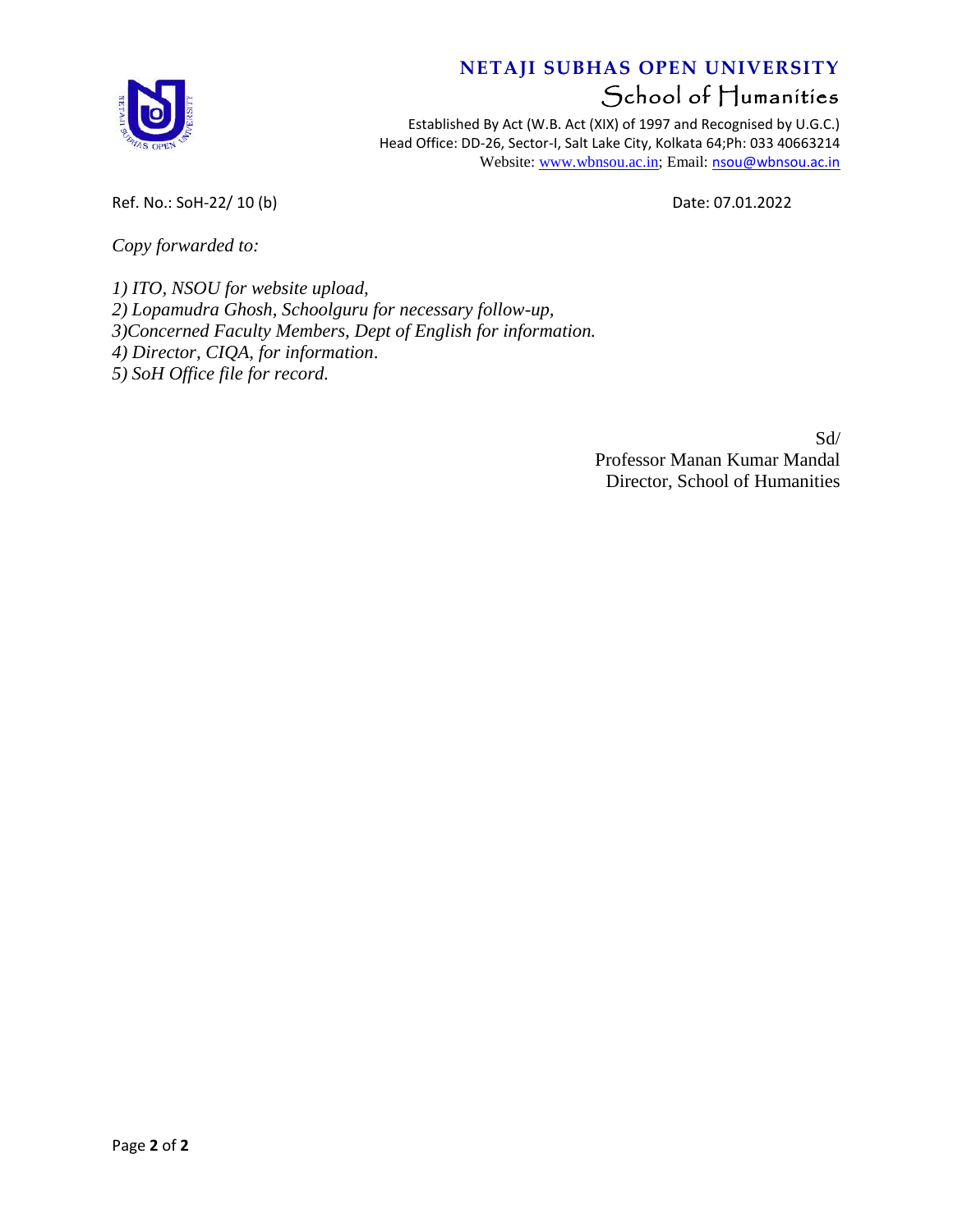# NETAJI SUBHAS OPEN UNIVERSITY

## School of Humanities

Established By Act (W.B. Act (XIX) of 1997 and Recognised by U.G.C.)
Head Office: DD-26, Sector-I, Salt Lake City, Kolkata 64;Ph: 033 40663214
Website: www.wbnsou.ac.in; Email: nsou@wbnsou.ac.in

Ref. No.: SoH-22/ 10 (b) Date: 07.01.2022

*Copy forwarded to:*

*1) ITO, NSOU for website upload,*
*2) Lopamudra Ghosh, Schoolguru for necessary follow-up,*
*3)Concerned Faculty Members, Dept of English for information.*
*4) Director, CIQA, for information.*
*5) SoH Office file for record.*

Sd/
Professor Manan Kumar Mandal
Director, School of Humanities